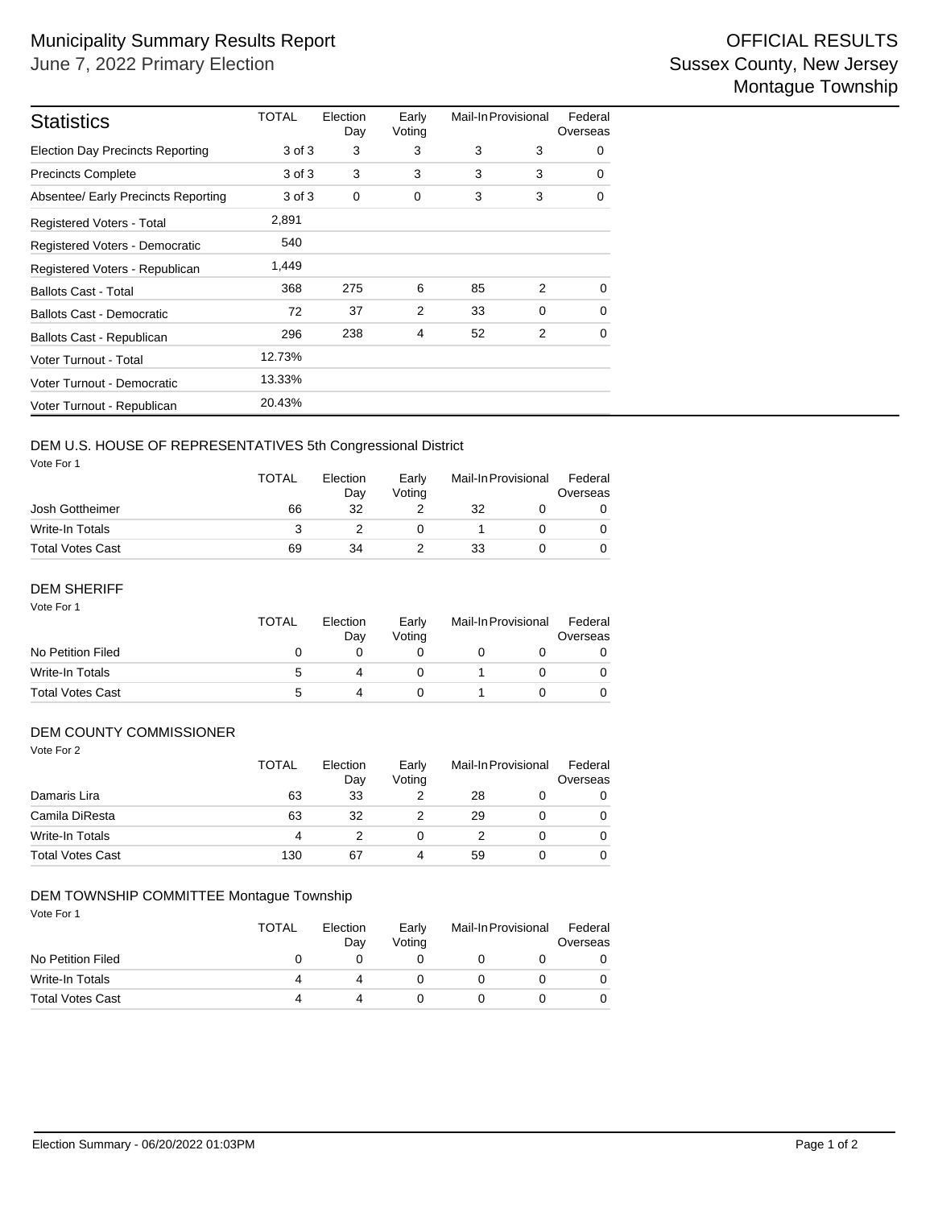# Municipality Summary Results Report

June 7, 2022 Primary Election

OFFICIAL RESULTS
Sussex County, New Jersey
Montague Township

| Statistics | TOTAL | Election Day | Early Voting | Mail-In | Provisional | Federal Overseas |
|---|---|---|---|---|---|---|
| Election Day Precincts Reporting | 3 of 3 | 3 | 3 | 3 | 3 | 0 |
| Precincts Complete | 3 of 3 | 3 | 3 | 3 | 3 | 0 |
| Absentee/ Early Precincts Reporting | 3 of 3 | 0 | 0 | 3 | 3 | 0 |
| Registered Voters - Total | 2,891 | | | | | |
| Registered Voters - Democratic | 540 | | | | | |
| Registered Voters - Republican | 1,449 | | | | | |
| Ballots Cast - Total | 368 | 275 | 6 | 85 | 2 | 0 |
| Ballots Cast - Democratic | 72 | 37 | 2 | 33 | 0 | 0 |
| Ballots Cast - Republican | 296 | 238 | 4 | 52 | 2 | 0 |
| Voter Turnout - Total | 12.73% | | | | | |
| Voter Turnout - Democratic | 13.33% | | | | | |
| Voter Turnout - Republican | 20.43% | | | | | |

## DEM U.S. HOUSE OF REPRESENTATIVES 5th Congressional District

Vote For 1

| | TOTAL | Election Day | Early Voting | Mail-In | Provisional | Federal Overseas |
|---|---|---|---|---|---|---|
| Josh Gottheimer | 66 | 32 | 2 | 32 | 0 | 0 |
| Write-In Totals | 3 | 2 | 0 | 1 | 0 | 0 |
| Total Votes Cast | 69 | 34 | 2 | 33 | 0 | 0 |

## DEM SHERIFF

Vote For 1

| | TOTAL | Election Day | Early Voting | Mail-In | Provisional | Federal Overseas |
|---|---|---|---|---|---|---|
| No Petition Filed | 0 | 0 | 0 | 0 | 0 | 0 |
| Write-In Totals | 5 | 4 | 0 | 1 | 0 | 0 |
| Total Votes Cast | 5 | 4 | 0 | 1 | 0 | 0 |

## DEM COUNTY COMMISSIONER

Vote For 2

| | TOTAL | Election Day | Early Voting | Mail-In | Provisional | Federal Overseas |
|---|---|---|---|---|---|---|
| Damaris Lira | 63 | 33 | 2 | 28 | 0 | 0 |
| Camila DiResta | 63 | 32 | 2 | 29 | 0 | 0 |
| Write-In Totals | 4 | 2 | 0 | 2 | 0 | 0 |
| Total Votes Cast | 130 | 67 | 4 | 59 | 0 | 0 |

## DEM TOWNSHIP COMMITTEE Montague Township

Vote For 1

| | TOTAL | Election Day | Early Voting | Mail-In | Provisional | Federal Overseas |
|---|---|---|---|---|---|---|
| No Petition Filed | 0 | 0 | 0 | 0 | 0 | 0 |
| Write-In Totals | 4 | 4 | 0 | 0 | 0 | 0 |
| Total Votes Cast | 4 | 4 | 0 | 0 | 0 | 0 |

Election Summary - 06/20/2022 01:03PM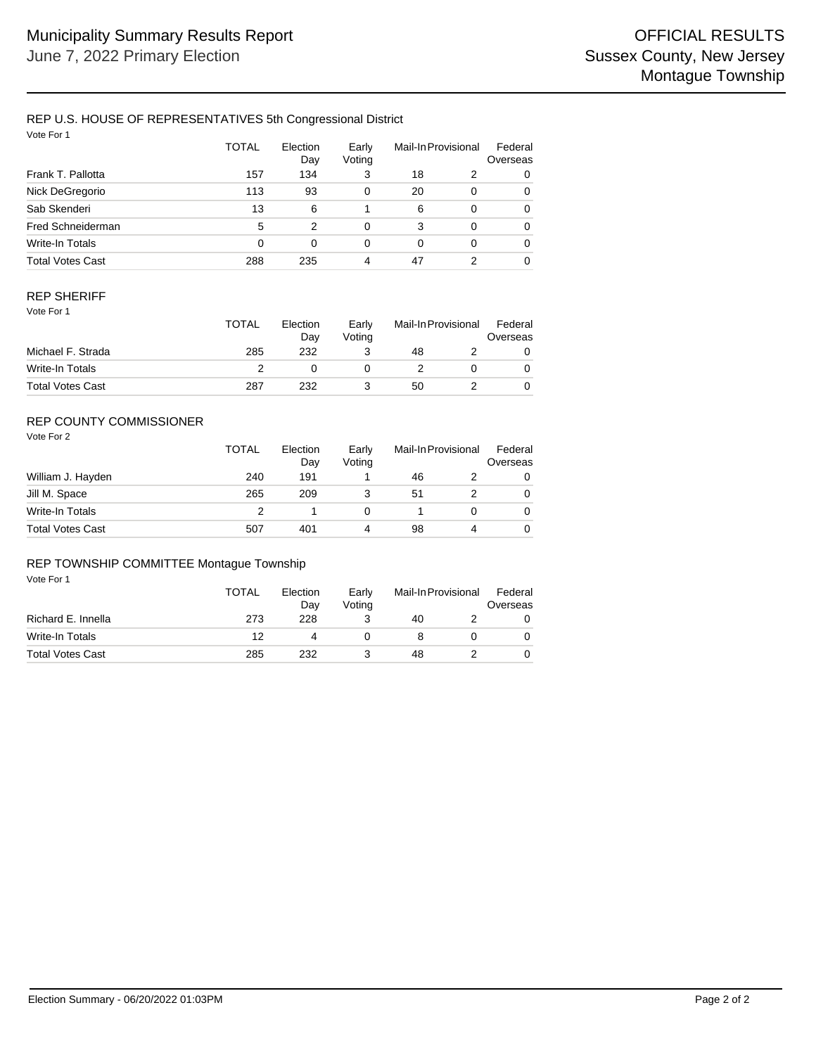# Municipality Summary Results Report

June 7, 2022 Primary Election

OFFICIAL RESULTS
Sussex County, New Jersey
Montague Township

## REP U.S. HOUSE OF REPRESENTATIVES 5th Congressional District

Vote For 1

| | TOTAL | Election Day | Early Voting | Mail-In | Provisional | Federal Overseas |
|---|---|---|---|---|---|---|
| Frank T. Pallotta | 157 | 134 | 3 | 18 | 2 | 0 |
| Nick DeGregorio | 113 | 93 | 0 | 20 | 0 | 0 |
| Sab Skenderi | 13 | 6 | 1 | 6 | 0 | 0 |
| Fred Schneiderman | 5 | 2 | 0 | 3 | 0 | 0 |
| Write-In Totals | 0 | 0 | 0 | 0 | 0 | 0 |
| Total Votes Cast | 288 | 235 | 4 | 47 | 2 | 0 |

## REP SHERIFF

Vote For 1

| | TOTAL | Election Day | Early Voting | Mail-In | Provisional | Federal Overseas |
|---|---|---|---|---|---|---|
| Michael F. Strada | 285 | 232 | 3 | 48 | 2 | 0 |
| Write-In Totals | 2 | 0 | 0 | 2 | 0 | 0 |
| Total Votes Cast | 287 | 232 | 3 | 50 | 2 | 0 |

## REP COUNTY COMMISSIONER

Vote For 2

| | TOTAL | Election Day | Early Voting | Mail-In | Provisional | Federal Overseas |
|---|---|---|---|---|---|---|
| William J. Hayden | 240 | 191 | 1 | 46 | 2 | 0 |
| Jill M. Space | 265 | 209 | 3 | 51 | 2 | 0 |
| Write-In Totals | 2 | 1 | 0 | 1 | 0 | 0 |
| Total Votes Cast | 507 | 401 | 4 | 98 | 4 | 0 |

## REP TOWNSHIP COMMITTEE Montague Township

Vote For 1

| | TOTAL | Election Day | Early Voting | Mail-In | Provisional | Federal Overseas |
|---|---|---|---|---|---|---|
| Richard E. Innella | 273 | 228 | 3 | 40 | 2 | 0 |
| Write-In Totals | 12 | 4 | 0 | 8 | 0 | 0 |
| Total Votes Cast | 285 | 232 | 3 | 48 | 2 | 0 |

Election Summary - 06/20/2022 01:03PM